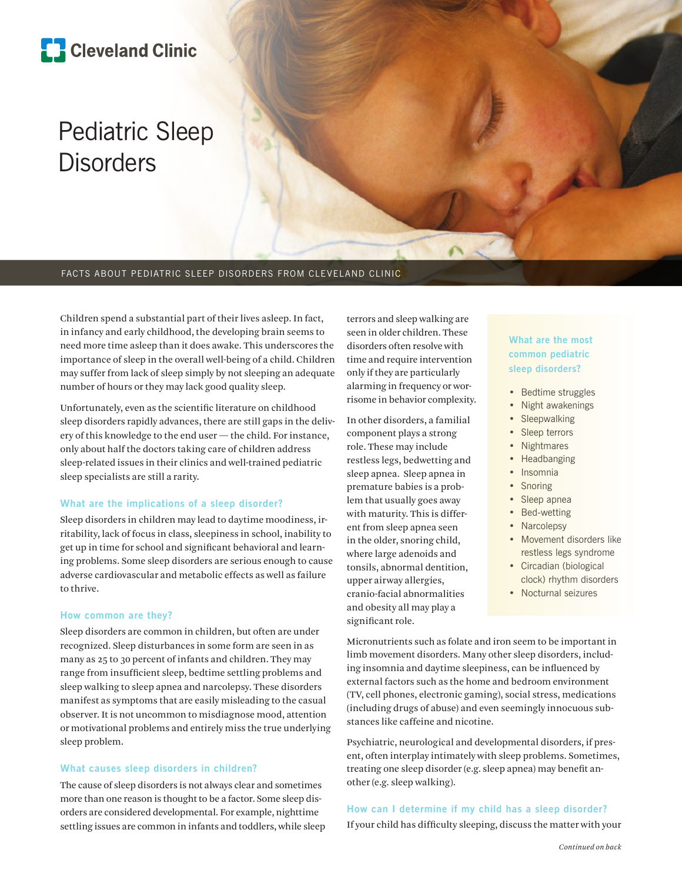Cleveland Clinic

# Pediatric Sleep Disorders

FACTS ABOUT PEDIATRIC SLEEP DISORDERS FROM CLEVELAND CLINIC

Children spend a substantial part of their lives asleep. In fact, in infancy and early childhood, the developing brain seems to need more time asleep than it does awake. This underscores the importance of sleep in the overall well-being of a child. Children may suffer from lack of sleep simply by not sleeping an adequate number of hours or they may lack good quality sleep.

Unfortunately, even as the scientific literature on childhood sleep disorders rapidly advances, there are still gaps in the delivery of this knowledge to the end user — the child. For instance, only about half the doctors taking care of children address sleep-related issues in their clinics and well-trained pediatric sleep specialists are still a rarity.

### What are the implications of a sleep disorder?

Sleep disorders in children may lead to daytime moodiness, irritability, lack of focus in class, sleepiness in school, inability to get up in time for school and significant behavioral and learning problems. Some sleep disorders are serious enough to cause adverse cardiovascular and metabolic effects as well as failure to thrive.

### How common are they?

Sleep disorders are common in children, but often are under recognized. Sleep disturbances in some form are seen in as many as 25 to 30 percent of infants and children. They may range from insufficient sleep, bedtime settling problems and sleep walking to sleep apnea and narcolepsy. These disorders manifest as symptoms that are easily misleading to the casual observer. It is not uncommon to misdiagnose mood, attention or motivational problems and entirely miss the true underlying sleep problem.

### What causes sleep disorders in children?

The cause of sleep disorders is not always clear and sometimes more than one reason is thought to be a factor. Some sleep disorders are considered developmental. For example, nighttime settling issues are common in infants and toddlers, while sleep terrors and sleep walking are seen in older children. These disorders often resolve with time and require intervention only if they are particularly alarming in frequency or worrisome in behavior complexity.

In other disorders, a familial component plays a strong role. These may include restless legs, bedwetting and sleep apnea. Sleep apnea in premature babies is a problem that usually goes away with maturity. This is different from sleep apnea seen in the older, snoring child, where large adenoids and tonsils, abnormal dentition, upper airway allergies, cranio-facial abnormalities and obesity all may play a significant role.

### What are the most common pediatric sleep disorders?

- Bedtime struggles
- Night awakenings
- Sleepwalking
- Sleep terrors
- Nightmares
- Headbanging
- Insomnia
- Snoring
- Sleep apnea
- Bed-wetting
- Narcolepsy
- Movement disorders like restless legs syndrome
- Circadian (biological clock) rhythm disorders
- Nocturnal seizures

Micronutrients such as folate and iron seem to be important in limb movement disorders. Many other sleep disorders, including insomnia and daytime sleepiness, can be influenced by external factors such as the home and bedroom environment (TV, cell phones, electronic gaming), social stress, medications (including drugs of abuse) and even seemingly innocuous substances like caffeine and nicotine.

Psychiatric, neurological and developmental disorders, if present, often interplay intimately with sleep problems. Sometimes, treating one sleep disorder (e.g. sleep apnea) may benefit another (e.g. sleep walking).

### How can I determine if my child has a sleep disorder?

If your child has difficulty sleeping, discuss the matter with your

*Continued on back*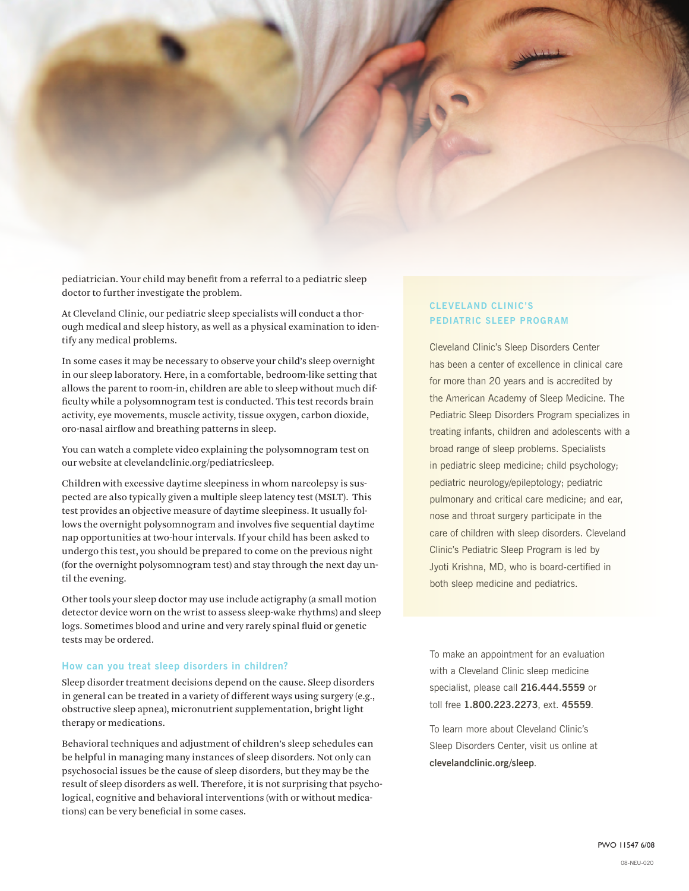pediatrician. Your child may benefit from a referral to a pediatric sleep doctor to further investigate the problem.

At Cleveland Clinic, our pediatric sleep specialists will conduct a thorough medical and sleep history, as well as a physical examination to identify any medical problems.

In some cases it may be necessary to observe your child's sleep overnight in our sleep laboratory. Here, in a comfortable, bedroom-like setting that allows the parent to room-in, children are able to sleep without much difficulty while a polysomnogram test is conducted. This test records brain activity, eye movements, muscle activity, tissue oxygen, carbon dioxide, oro-nasal airflow and breathing patterns in sleep.

You can watch a complete video explaining the polysomnogram test on our website at clevelandclinic.org/pediatricsleep.

Children with excessive daytime sleepiness in whom narcolepsy is suspected are also typically given a multiple sleep latency test (MSLT). This test provides an objective measure of daytime sleepiness. It usually follows the overnight polysomnogram and involves five sequential daytime nap opportunities at two-hour intervals. If your child has been asked to undergo this test, you should be prepared to come on the previous night (for the overnight polysomnogram test) and stay through the next day until the evening.

Other tools your sleep doctor may use include actigraphy (a small motion detector device worn on the wrist to assess sleep-wake rhythms) and sleep logs. Sometimes blood and urine and very rarely spinal fluid or genetic tests may be ordered.

## How can you treat sleep disorders in children?

Sleep disorder treatment decisions depend on the cause. Sleep disorders in general can be treated in a variety of different ways using surgery (e.g., obstructive sleep apnea), micronutrient supplementation, bright light therapy or medications.

Behavioral techniques and adjustment of children's sleep schedules can be helpful in managing many instances of sleep disorders. Not only can psychosocial issues be the cause of sleep disorders, but they may be the result of sleep disorders as well. Therefore, it is not surprising that psychological, cognitive and behavioral interventions (with or without medications) can be very beneficial in some cases.

## CLEVELAND CLINIC'S PEDIATRIC SLEEP PROGRAM

Cleveland Clinic's Sleep Disorders Center has been a center of excellence in clinical care for more than 20 years and is accredited by the American Academy of Sleep Medicine. The Pediatric Sleep Disorders Program specializes in treating infants, children and adolescents with a broad range of sleep problems. Specialists in pediatric sleep medicine; child psychology; pediatric neurology/epileptology; pediatric pulmonary and critical care medicine; and ear, nose and throat surgery participate in the care of children with sleep disorders. Cleveland Clinic's Pediatric Sleep Program is led by Jyoti Krishna, MD, who is board-certified in both sleep medicine and pediatrics.

To make an appointment for an evaluation with a Cleveland Clinic sleep medicine specialist, please call **216.444.5559** or toll free **1.800.223.2273**, ext. **45559**.

To learn more about Cleveland Clinic's Sleep Disorders Center, visit us online at **clevelandclinic.org/sleep**.

PWO 11547 6/08

08-NEU-020